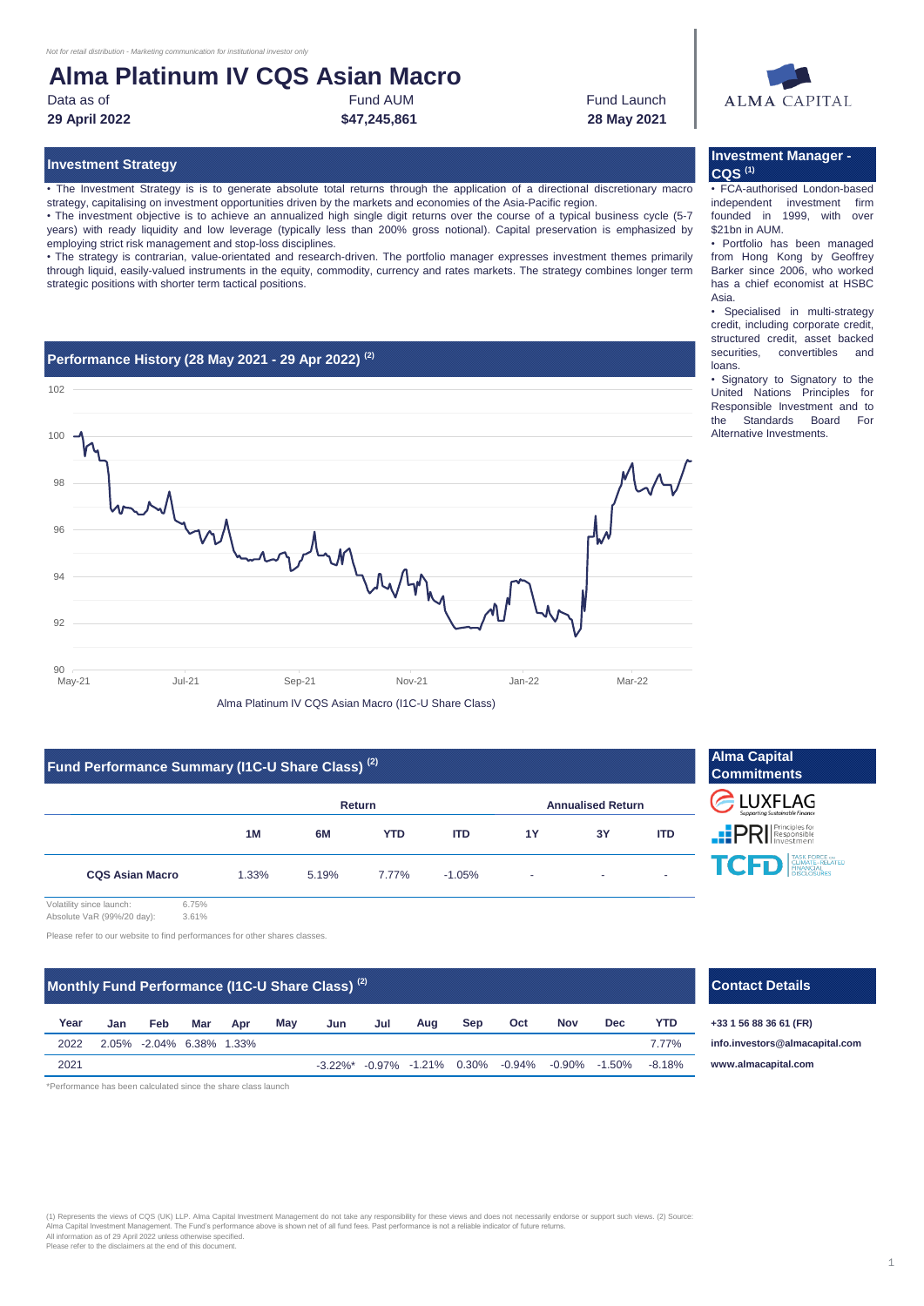*Not for retail distribution - Marketing communication for institutional investor only*

# Alma Platinum IV CQS Asian Macro

| Data as of | Fund AUM | Fund Launch |
|---|---|---|
| **29 April 2022** | **$47,245,861** | **28 May 2021** |

ALMA CAPITAL

## Investment Strategy

• The Investment Strategy is is to generate absolute total returns through the application of a directional discretionary macro strategy, capitalising on investment opportunities driven by the markets and economies of the Asia-Pacific region.

• The investment objective is to achieve an annualized high single digit returns over the course of a typical business cycle (5-7 years) with ready liquidity and low leverage (typically less than 200% gross notional). Capital preservation is emphasized by employing strict risk management and stop-loss disciplines.

• The strategy is contrarian, value-orientated and research-driven. The portfolio manager expresses investment themes primarily through liquid, easily-valued instruments in the equity, commodity, currency and rates markets. The strategy combines longer term strategic positions with shorter term tactical positions.

## Investment Manager - CQS (1)

• FCA-authorised London-based independent investment firm founded in 1999, with over $21bn in AUM.

• Portfolio has been managed from Hong Kong by Geoffrey Barker since 2006, who worked has a chief economist at HSBC Asia.

• Specialised in multi-strategy credit, including corporate credit, structured credit, asset backed securities, convertibles and loans.

• Signatory to Signatory to the United Nations Principles for Responsible Investment and to the Standards Board For Alternative Investments.

## Performance History (28 May 2021 - 29 Apr 2022) (2)

Alma Platinum IV CQS Asian Macro (I1C-U Share Class)

## Fund Performance Summary (I1C-U Share Class) (2)

| | Return | | | | Annualised Return | | |
|---|---|---|---|---|---|---|---|
| | 1M | 6M | YTD | ITD | 1Y | 3Y | ITD |
| CQS Asian Macro | 1.33% | 5.19% | 7.77% | -1.05% | - | - | - |

Volatility since launch: 6.75%
Absolute VaR (99%/20 day): 3.61%

Please refer to our website to find performances for other shares classes.

## Alma Capital Commitments

LUXFLAG — Supporting Sustainable Finance
PRI — Principles for Responsible Investment
TCFD — Task Force on Climate-Related Financial Disclosures

## Monthly Fund Performance (I1C-U Share Class) (2)

| Year | Jan | Feb | Mar | Apr | May | Jun | Jul | Aug | Sep | Oct | Nov | Dec | YTD |
|---|---|---|---|---|---|---|---|---|---|---|---|---|---|
| 2022 | 2.05% | -2.04% | 6.38% | 1.33% | | | | | | | | | 7.77% |
| 2021 | | | | | | -3.22%* | -0.97% | -1.21% | 0.30% | -0.94% | -0.90% | -1.50% | -8.18% |

*Performance has been calculated since the share class launch

## Contact Details

**+33 1 56 88 36 61 (FR)**
**info.investors@almacapital.com**
**www.almacapital.com**

(1) Represents the views of CQS (UK) LLP. Alma Capital Investment Management do not take any responsibility for these views and does not necessarily endorse or support such views. (2) Source: Alma Capital Investment Management. The Fund's performance above is shown net of all fund fees. Past performance is not a reliable indicator of future returns.
All information as of 29 April 2022 unless otherwise specified.
Please refer to the disclaimers at the end of this document.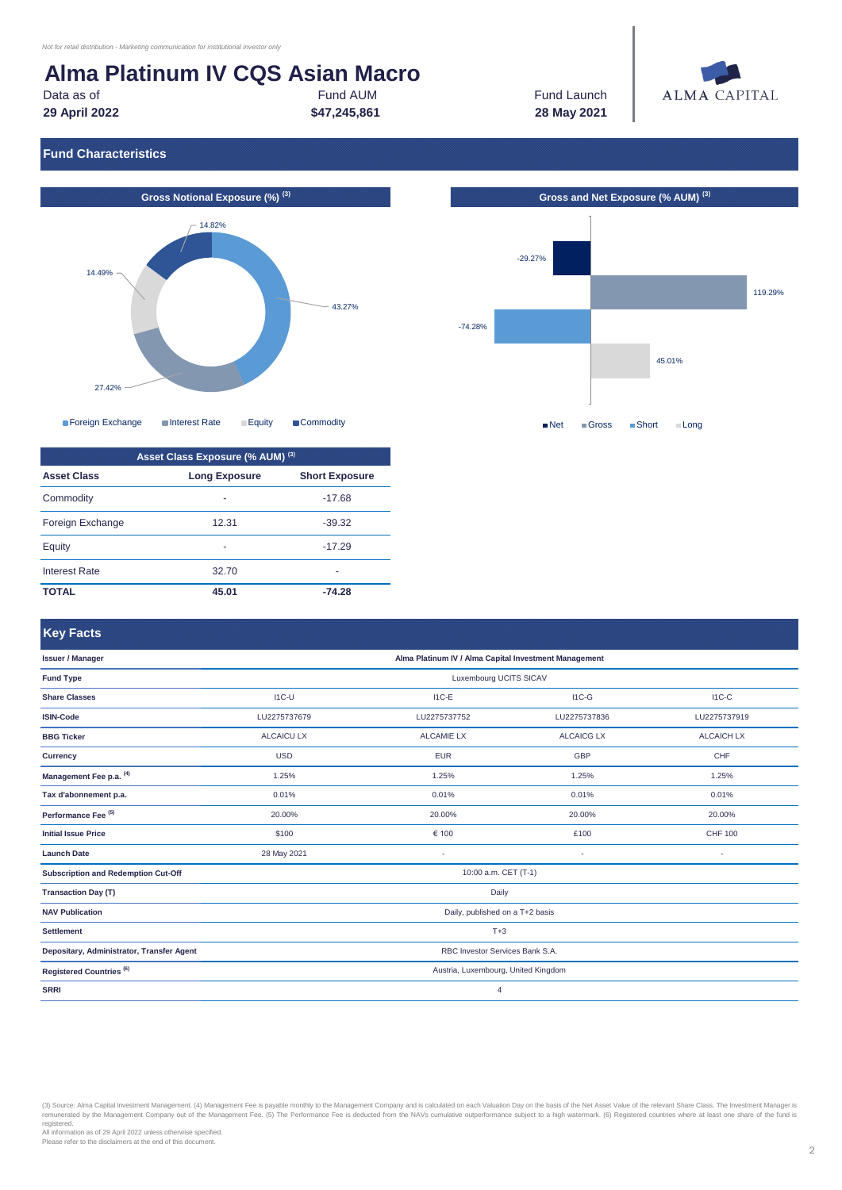*Not for retail distribution - Marketing communication for institutional investor only*

# Alma Platinum IV CQS Asian Macro

| Data as of | Fund AUM | Fund Launch |
|---|---|---|
| **29 April 2022** | **$47,245,861** | **28 May 2021** |

ALMA CAPITAL

## Fund Characteristics

### Gross Notional Exposure (%) [3]

| Category | % |
|---|---|
| Foreign Exchange | 43.27% |
| Interest Rate | 27.42% |
| Equity | 14.49% |
| Commodity | 14.82% |

### Gross and Net Exposure (% AUM) [3]

| | % AUM |
|---|---|
| Net | -29.27% |
| Gross | 119.29% |
| Short | -74.28% |
| Long | 45.01% |

### Asset Class Exposure (% AUM) [3]

| Asset Class | Long Exposure | Short Exposure |
|---|---|---|
| Commodity | - | -17.68 |
| Foreign Exchange | 12.31 | -39.32 |
| Equity | - | -17.29 |
| Interest Rate | 32.70 | - |
| **TOTAL** | **45.01** | **-74.28** |

## Key Facts

| | | | | |
|---|---|---|---|---|
| **Issuer / Manager** | **Alma Platinum IV / Alma Capital Investment Management** | | | |
| **Fund Type** | Luxembourg UCITS SICAV | | | |
| **Share Classes** | I1C-U | I1C-E | I1C-G | I1C-C |
| **ISIN-Code** | LU2275737679 | LU2275737752 | LU2275737836 | LU2275737919 |
| **BBG Ticker** | ALCAICU LX | ALCAMIE LX | ALCAICG LX | ALCAICH LX |
| **Currency** | USD | EUR | GBP | CHF |
| **Management Fee p.a.** [4] | 1.25% | 1.25% | 1.25% | 1.25% |
| **Tax d'abonnement p.a.** | 0.01% | 0.01% | 0.01% | 0.01% |
| **Performance Fee** [5] | 20.00% | 20.00% | 20.00% | 20.00% |
| **Initial Issue Price** | $100 | € 100 | £100 | CHF 100 |
| **Launch Date** | 28 May 2021 | - | - | - |
| **Subscription and Redemption Cut-Off** | 10:00 a.m. CET (T-1) | | | |
| **Transaction Day (T)** | Daily | | | |
| **NAV Publication** | Daily, published on a T+2 basis | | | |
| **Settlement** | T+3 | | | |
| **Depositary, Administrator, Transfer Agent** | RBC Investor Services Bank S.A. | | | |
| **Registered Countries** [6] | Austria, Luxembourg, United Kingdom | | | |
| **SRRI** | 4 | | | |

(3) Source: Alma Capital Investment Management. (4) Management Fee is payable monthly to the Management Company and is calculated on each Valuation Day on the basis of the Net Asset Value of the relevant Share Class. The Investment Manager is remunerated by the Management Company out of the Management Fee. (5) The Performance Fee is deducted from the NAVs cumulative outperformance subject to a high watermark. (6) Registered countries where at least one share of the fund is registered.
All information as of 29 April 2022 unless otherwise specified.
Please refer to the disclaimers at the end of this document.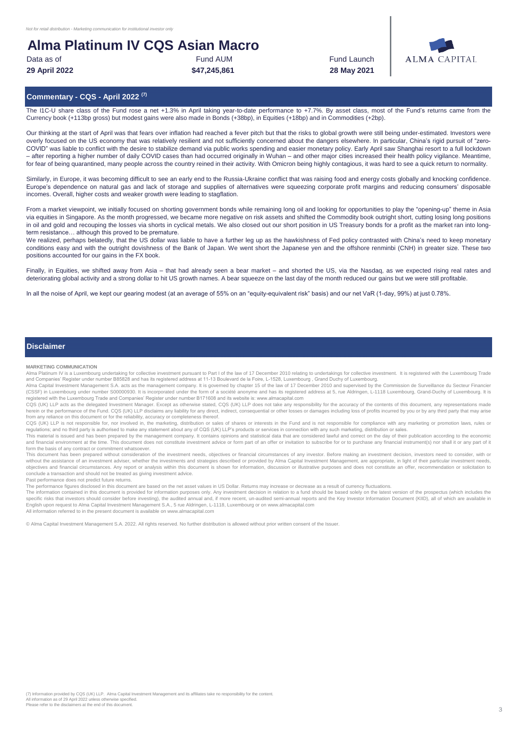*Not for retail distribution - Marketing communication for institutional investor only*

# Alma Platinum IV CQS Asian Macro

| Data as of | Fund AUM | Fund Launch |
|---|---|---|
| **29 April 2022** | **$47,245,861** | **28 May 2021** |

ALMA CAPITAL

## Commentary - CQS - April 2022 (7)

The I1C-U share class of the Fund rose a net +1.3% in April taking year-to-date performance to +7.7%. By asset class, most of the Fund's returns came from the Currency book (+113bp gross) but modest gains were also made in Bonds (+38bp), in Equities (+18bp) and in Commodities (+2bp).

Our thinking at the start of April was that fears over inflation had reached a fever pitch but that the risks to global growth were still being under-estimated. Investors were overly focused on the US economy that was relatively resilient and not sufficiently concerned about the dangers elsewhere. In particular, China's rigid pursuit of "zero-COVID" was liable to conflict with the desire to stabilize demand via public works spending and easier monetary policy. Early April saw Shanghai resort to a full lockdown – after reporting a higher number of daily COVID cases than had occurred originally in Wuhan – and other major cities increased their health policy vigilance. Meantime, for fear of being quarantined, many people across the country reined in their activity. With Omicron being highly contagious, it was hard to see a quick return to normality.

Similarly, in Europe, it was becoming difficult to see an early end to the Russia-Ukraine conflict that was raising food and energy costs globally and knocking confidence. Europe's dependence on natural gas and lack of storage and supplies of alternatives were squeezing corporate profit margins and reducing consumers' disposable incomes. Overall, higher costs and weaker growth were leading to stagflation.

From a market viewpoint, we initially focused on shorting government bonds while remaining long oil and looking for opportunities to play the "opening-up" theme in Asia via equities in Singapore. As the month progressed, we became more negative on risk assets and shifted the Commodity book outright short, cutting losing long positions in oil and gold and recouping the losses via shorts in cyclical metals. We also closed out our short position in US Treasury bonds for a profit as the market ran into long-term resistance… although this proved to be premature.
We realized, perhaps belatedly, that the US dollar was liable to have a further leg up as the hawkishness of Fed policy contrasted with China's need to keep monetary conditions easy and with the outright dovishness of the Bank of Japan. We went short the Japanese yen and the offshore renminbi (CNH) in greater size. These two positions accounted for our gains in the FX book.

Finally, in Equities, we shifted away from Asia – that had already seen a bear market – and shorted the US, via the Nasdaq, as we expected rising real rates and deteriorating global activity and a strong dollar to hit US growth names. A bear squeeze on the last day of the month reduced our gains but we were still profitable.

In all the noise of April, we kept our gearing modest (at an average of 55% on an "equity-equivalent risk" basis) and our net VaR (1-day, 99%) at just 0.78%.

## Disclaimer

**MARKETING COMMUNICATION**

Alma Platinum IV is a Luxembourg undertaking for collective investment pursuant to Part I of the law of 17 December 2010 relating to undertakings for collective investment. It is registered with the Luxembourg Trade and Companies' Register under number B85828 and has its registered address at 11-13 Boulevard de la Foire, L-1528, Luxembourg , Grand Duchy of Luxembourg.

Alma Capital Investment Management S.A. acts as the management company. It is governed by chapter 15 of the law of 17 December 2010 and supervised by the Commission de Surveillance du Secteur Financier (CSSF) in Luxembourg under number S00000930. It is incorporated under the form of a société anonyme and has its registered address at 5, rue Aldringen, L-1118 Luxembourg, Grand-Duchy of Luxembourg. It is registered with the Luxembourg Trade and Companies' Register under number B171608 and its website is: www.almacapital.com

CQS (UK) LLP acts as the delegated Investment Manager. Except as otherwise stated, CQS (UK) LLP does not take any responsibility for the accuracy of the contents of this document, any representations made herein or the performance of the Fund. CQS (UK) LLP disclaims any liability for any direct, indirect, consequential or other losses or damages including loss of profits incurred by you or by any third party that may arise from any reliance on this document or for the reliability, accuracy or completeness thereof.

CQS (UK) LLP is not responsible for, nor involved in, the marketing, distribution or sales of shares or interests in the Fund and is not responsible for compliance with any marketing or promotion laws, rules or regulations; and no third party is authorised to make any statement about any of CQS (UK) LLP's products or services in connection with any such marketing, distribution or sales.

This material is issued and has been prepared by the management company. It contains opinions and statistical data that are considered lawful and correct on the day of their publication according to the economic and financial environment at the time. This document does not constitute investment advice or form part of an offer or invitation to subscribe for or to purchase any financial instrument(s) nor shall it or any part of it form the basis of any contract or commitment whatsoever.

This document has been prepared without consideration of the investment needs, objectives or financial circumstances of any investor. Before making an investment decision, investors need to consider, with or without the assistance of an investment adviser, whether the investments and strategies described or provided by Alma Capital Investment Management, are appropriate, in light of their particular investment needs, objectives and financial circumstances. Any report or analysis within this document is shown for information, discussion or illustrative purposes and does not constitute an offer, recommendation or solicitation to conclude a transaction and should not be treated as giving investment advice.

Past performance does not predict future returns.

The performance figures disclosed in this document are based on the net asset values in US Dollar. Returns may increase or decrease as a result of currency fluctuations.

The information contained in this document is provided for information purposes only. Any investment decision in relation to a fund should be based solely on the latest version of the prospectus (which includes the specific risks that investors should consider before investing), the audited annual and, if more recent, un-audited semi-annual reports and the Key Investor Information Document (KIID), all of which are available in English upon request to Alma Capital Investment Management S.A., 5 rue Aldringen, L-1118, Luxembourg or on www.almacapital.com

All information referred to in the present document is available on www.almacapital.com

© Alma Capital Investment Management S.A. 2022. All rights reserved. No further distribution is allowed without prior written consent of the Issuer.

(7) Information provided by CQS (UK) LLP. Alma Capital Investment Management and its affiliates take no responsibility for the content.
All information as of 29 April 2022 unless otherwise specified.
Please refer to the disclaimers at the end of this document.